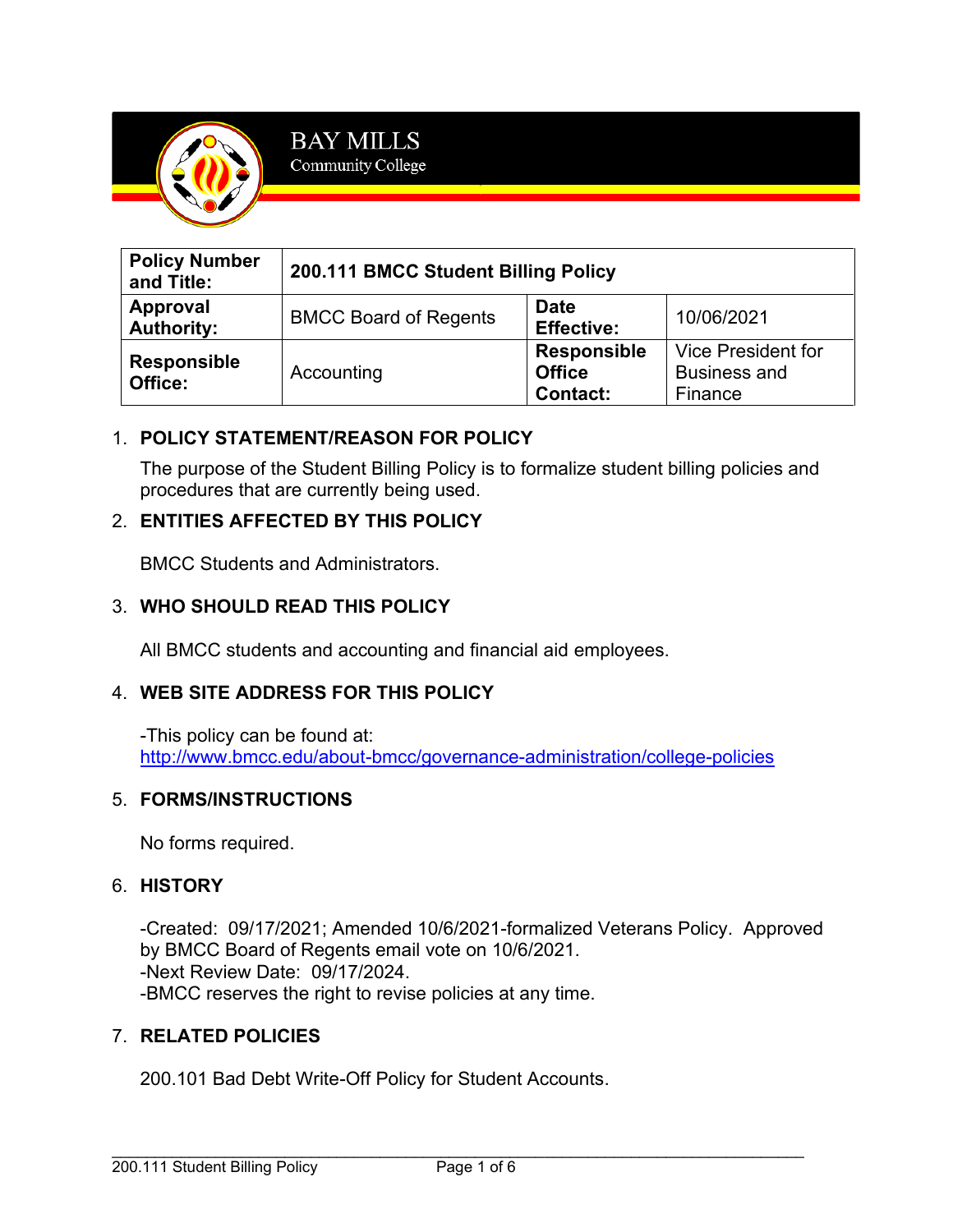BAY MILLS
Community College

| **Policy Number and Title:** | **200.111 BMCC Student Billing Policy** | | |
|---|---|---|---|
| **Approval Authority:** | BMCC Board of Regents | **Date Effective:** | 10/06/2021 |
| **Responsible Office:** | Accounting | **Responsible Office Contact:** | Vice President for Business and Finance |

1. **POLICY STATEMENT/REASON FOR POLICY**

   The purpose of the Student Billing Policy is to formalize student billing policies and procedures that are currently being used.

2. **ENTITIES AFFECTED BY THIS POLICY**

   BMCC Students and Administrators.

3. **WHO SHOULD READ THIS POLICY**

   All BMCC students and accounting and financial aid employees.

4. **WEB SITE ADDRESS FOR THIS POLICY**

   -This policy can be found at:
   http://www.bmcc.edu/about-bmcc/governance-administration/college-policies

5. **FORMS/INSTRUCTIONS**

   No forms required.

6. **HISTORY**

   -Created: 09/17/2021; Amended 10/6/2021-formalized Veterans Policy. Approved by BMCC Board of Regents email vote on 10/6/2021.
   -Next Review Date: 09/17/2024.
   -BMCC reserves the right to revise policies at any time.

7. **RELATED POLICIES**

   200.101 Bad Debt Write-Off Policy for Student Accounts.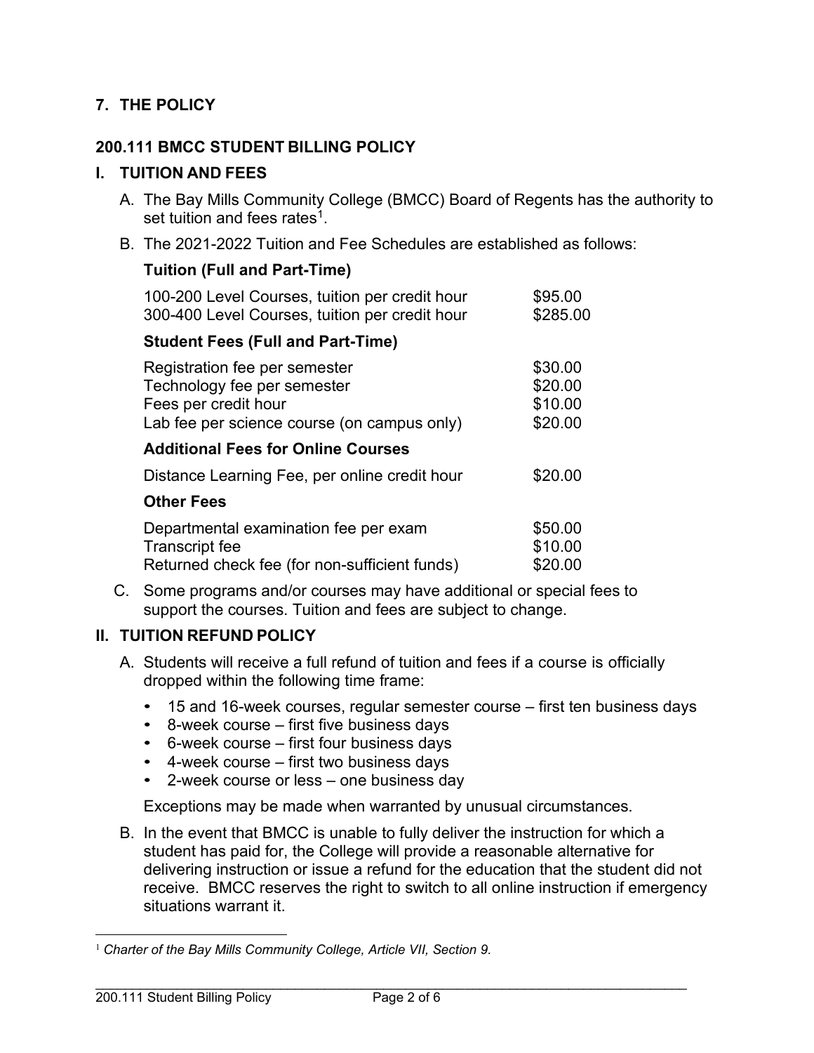## 7. THE POLICY

### 200.111 BMCC STUDENT BILLING POLICY

### I. TUITION AND FEES

A. The Bay Mills Community College (BMCC) Board of Regents has the authority to set tuition and fees rates[1].

B. The 2021-2022 Tuition and Fee Schedules are established as follows:

**Tuition (Full and Part-Time)**

| | |
|---|---|
| 100-200 Level Courses, tuition per credit hour | $95.00 |
| 300-400 Level Courses, tuition per credit hour | $285.00 |

**Student Fees (Full and Part-Time)**

| | |
|---|---|
| Registration fee per semester | $30.00 |
| Technology fee per semester | $20.00 |
| Fees per credit hour | $10.00 |
| Lab fee per science course (on campus only) | $20.00 |

**Additional Fees for Online Courses**

| | |
|---|---|
| Distance Learning Fee, per online credit hour | $20.00 |

**Other Fees**

| | |
|---|---|
| Departmental examination fee per exam | $50.00 |
| Transcript fee | $10.00 |
| Returned check fee (for non-sufficient funds) | $20.00 |

C. Some programs and/or courses may have additional or special fees to support the courses. Tuition and fees are subject to change.

### II. TUITION REFUND POLICY

A. Students will receive a full refund of tuition and fees if a course is officially dropped within the following time frame:

- 15 and 16-week courses, regular semester course – first ten business days
- 8-week course – first five business days
- 6-week course – first four business days
- 4-week course – first two business days
- 2-week course or less – one business day

Exceptions may be made when warranted by unusual circumstances.

B. In the event that BMCC is unable to fully deliver the instruction for which a student has paid for, the College will provide a reasonable alternative for delivering instruction or issue a refund for the education that the student did not receive. BMCC reserves the right to switch to all online instruction if emergency situations warrant it.

---

[1] *Charter of the Bay Mills Community College, Article VII, Section 9.*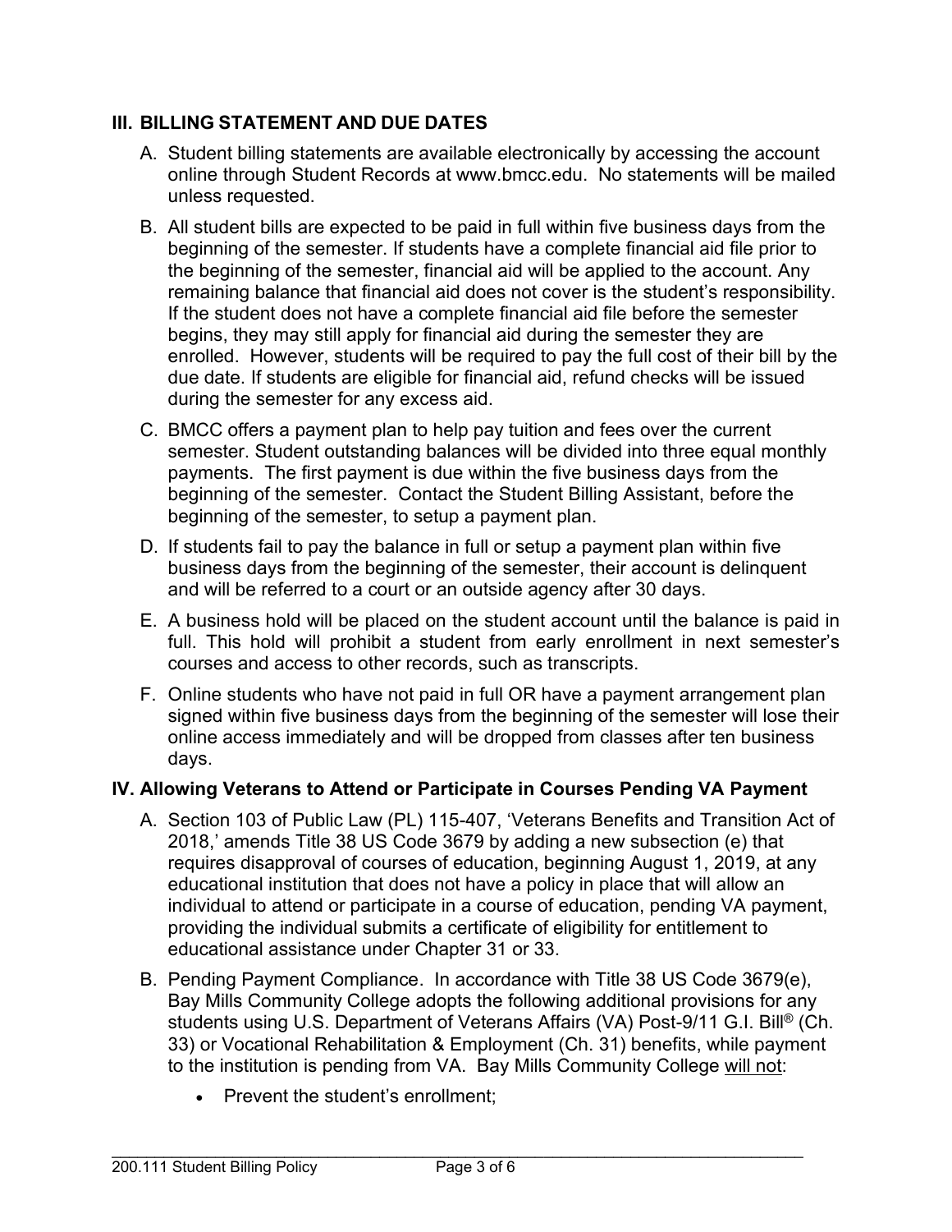## III. BILLING STATEMENT AND DUE DATES

A. Student billing statements are available electronically by accessing the account online through Student Records at www.bmcc.edu. No statements will be mailed unless requested.

B. All student bills are expected to be paid in full within five business days from the beginning of the semester. If students have a complete financial aid file prior to the beginning of the semester, financial aid will be applied to the account. Any remaining balance that financial aid does not cover is the student's responsibility. If the student does not have a complete financial aid file before the semester begins, they may still apply for financial aid during the semester they are enrolled. However, students will be required to pay the full cost of their bill by the due date. If students are eligible for financial aid, refund checks will be issued during the semester for any excess aid.

C. BMCC offers a payment plan to help pay tuition and fees over the current semester. Student outstanding balances will be divided into three equal monthly payments. The first payment is due within the five business days from the beginning of the semester. Contact the Student Billing Assistant, before the beginning of the semester, to setup a payment plan.

D. If students fail to pay the balance in full or setup a payment plan within five business days from the beginning of the semester, their account is delinquent and will be referred to a court or an outside agency after 30 days.

E. A business hold will be placed on the student account until the balance is paid in full. This hold will prohibit a student from early enrollment in next semester's courses and access to other records, such as transcripts.

F. Online students who have not paid in full OR have a payment arrangement plan signed within five business days from the beginning of the semester will lose their online access immediately and will be dropped from classes after ten business days.

## IV. Allowing Veterans to Attend or Participate in Courses Pending VA Payment

A. Section 103 of Public Law (PL) 115-407, 'Veterans Benefits and Transition Act of 2018,' amends Title 38 US Code 3679 by adding a new subsection (e) that requires disapproval of courses of education, beginning August 1, 2019, at any educational institution that does not have a policy in place that will allow an individual to attend or participate in a course of education, pending VA payment, providing the individual submits a certificate of eligibility for entitlement to educational assistance under Chapter 31 or 33.

B. Pending Payment Compliance. In accordance with Title 38 US Code 3679(e), Bay Mills Community College adopts the following additional provisions for any students using U.S. Department of Veterans Affairs (VA) Post-9/11 G.I. Bill® (Ch. 33) or Vocational Rehabilitation & Employment (Ch. 31) benefits, while payment to the institution is pending from VA. Bay Mills Community College will not:

- Prevent the student's enrollment;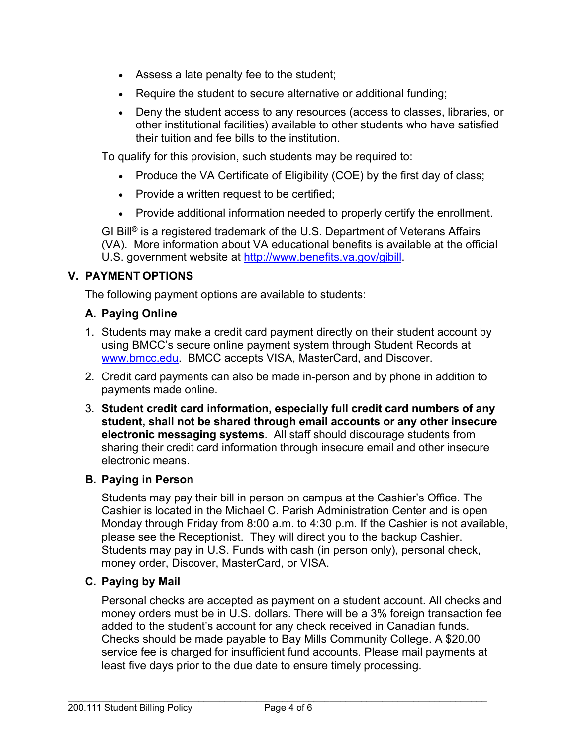- Assess a late penalty fee to the student;
- Require the student to secure alternative or additional funding;
- Deny the student access to any resources (access to classes, libraries, or other institutional facilities) available to other students who have satisfied their tuition and fee bills to the institution.

To qualify for this provision, such students may be required to:

- Produce the VA Certificate of Eligibility (COE) by the first day of class;
- Provide a written request to be certified;
- Provide additional information needed to properly certify the enrollment.

GI Bill® is a registered trademark of the U.S. Department of Veterans Affairs (VA). More information about VA educational benefits is available at the official U.S. government website at [http://www.benefits.va.gov/gibill](http://www.benefits.va.gov/gibill).

## V. PAYMENT OPTIONS

The following payment options are available to students:

### A. Paying Online

1. Students may make a credit card payment directly on their student account by using BMCC's secure online payment system through Student Records at [www.bmcc.edu](http://www.bmcc.edu). BMCC accepts VISA, MasterCard, and Discover.
2. Credit card payments can also be made in-person and by phone in addition to payments made online.
3. **Student credit card information, especially full credit card numbers of any student, shall not be shared through email accounts or any other insecure electronic messaging systems**. All staff should discourage students from sharing their credit card information through insecure email and other insecure electronic means.

### B. Paying in Person

Students may pay their bill in person on campus at the Cashier's Office. The Cashier is located in the Michael C. Parish Administration Center and is open Monday through Friday from 8:00 a.m. to 4:30 p.m. If the Cashier is not available, please see the Receptionist. They will direct you to the backup Cashier. Students may pay in U.S. Funds with cash (in person only), personal check, money order, Discover, MasterCard, or VISA.

### C. Paying by Mail

Personal checks are accepted as payment on a student account. All checks and money orders must be in U.S. dollars. There will be a 3% foreign transaction fee added to the student's account for any check received in Canadian funds. Checks should be made payable to Bay Mills Community College. A $20.00 service fee is charged for insufficient fund accounts. Please mail payments at least five days prior to the due date to ensure timely processing.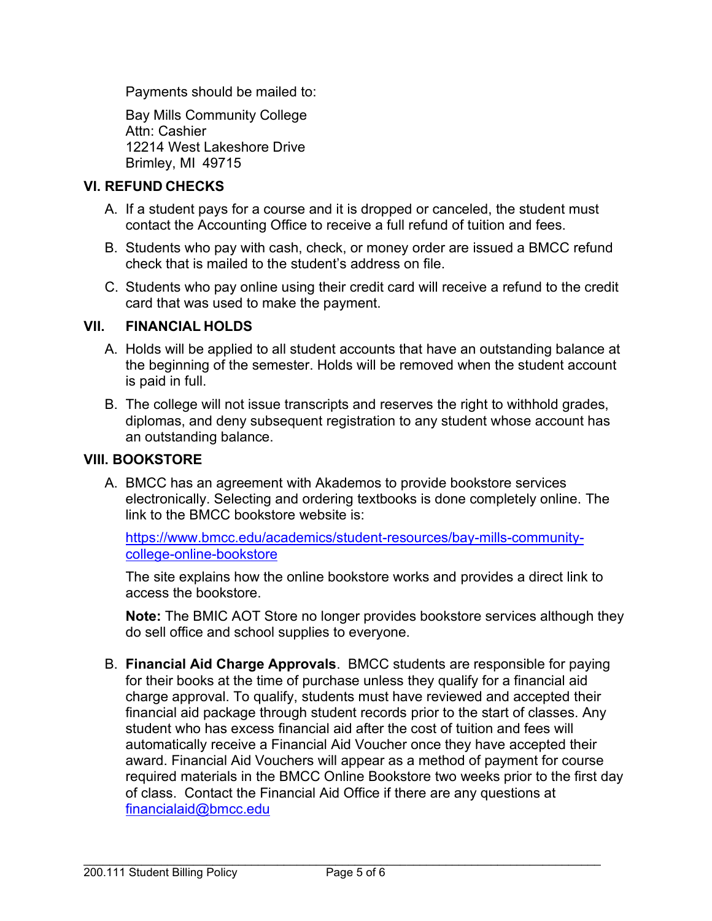Payments should be mailed to:

Bay Mills Community College
Attn: Cashier
12214 West Lakeshore Drive
Brimley, MI 49715

## VI. REFUND CHECKS

A. If a student pays for a course and it is dropped or canceled, the student must contact the Accounting Office to receive a full refund of tuition and fees.

B. Students who pay with cash, check, or money order are issued a BMCC refund check that is mailed to the student's address on file.

C. Students who pay online using their credit card will receive a refund to the credit card that was used to make the payment.

## VII. FINANCIAL HOLDS

A. Holds will be applied to all student accounts that have an outstanding balance at the beginning of the semester. Holds will be removed when the student account is paid in full.

B. The college will not issue transcripts and reserves the right to withhold grades, diplomas, and deny subsequent registration to any student whose account has an outstanding balance.

## VIII. BOOKSTORE

A. BMCC has an agreement with Akademos to provide bookstore services electronically. Selecting and ordering textbooks is done completely online. The link to the BMCC bookstore website is:

   [https://www.bmcc.edu/academics/student-resources/bay-mills-community-college-online-bookstore](https://www.bmcc.edu/academics/student-resources/bay-mills-community-college-online-bookstore)

   The site explains how the online bookstore works and provides a direct link to access the bookstore.

   **Note:** The BMIC AOT Store no longer provides bookstore services although they do sell office and school supplies to everyone.

B. **Financial Aid Charge Approvals**. BMCC students are responsible for paying for their books at the time of purchase unless they qualify for a financial aid charge approval. To qualify, students must have reviewed and accepted their financial aid package through student records prior to the start of classes. Any student who has excess financial aid after the cost of tuition and fees will automatically receive a Financial Aid Voucher once they have accepted their award. Financial Aid Vouchers will appear as a method of payment for course required materials in the BMCC Online Bookstore two weeks prior to the first day of class. Contact the Financial Aid Office if there are any questions at [financialaid@bmcc.edu](mailto:financialaid@bmcc.edu)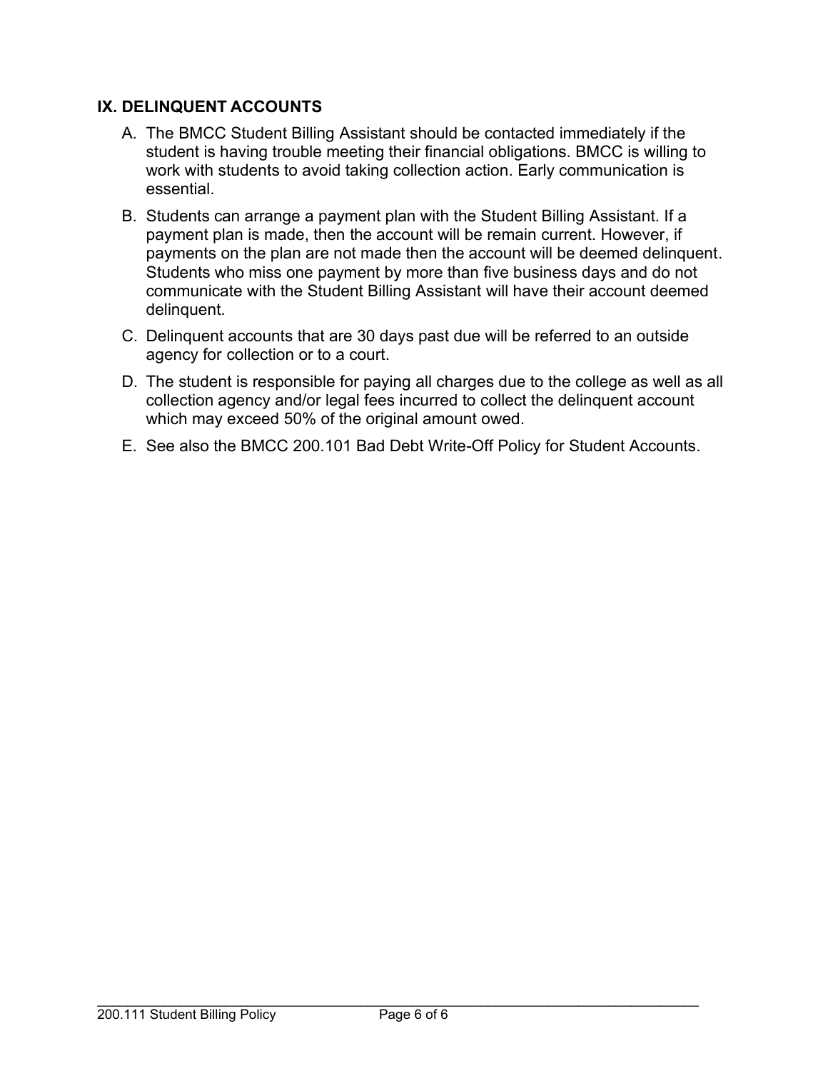## IX. DELINQUENT ACCOUNTS

A. The BMCC Student Billing Assistant should be contacted immediately if the student is having trouble meeting their financial obligations. BMCC is willing to work with students to avoid taking collection action. Early communication is essential.

B. Students can arrange a payment plan with the Student Billing Assistant. If a payment plan is made, then the account will be remain current. However, if payments on the plan are not made then the account will be deemed delinquent. Students who miss one payment by more than five business days and do not communicate with the Student Billing Assistant will have their account deemed delinquent.

C. Delinquent accounts that are 30 days past due will be referred to an outside agency for collection or to a court.

D. The student is responsible for paying all charges due to the college as well as all collection agency and/or legal fees incurred to collect the delinquent account which may exceed 50% of the original amount owed.

E. See also the BMCC 200.101 Bad Debt Write-Off Policy for Student Accounts.